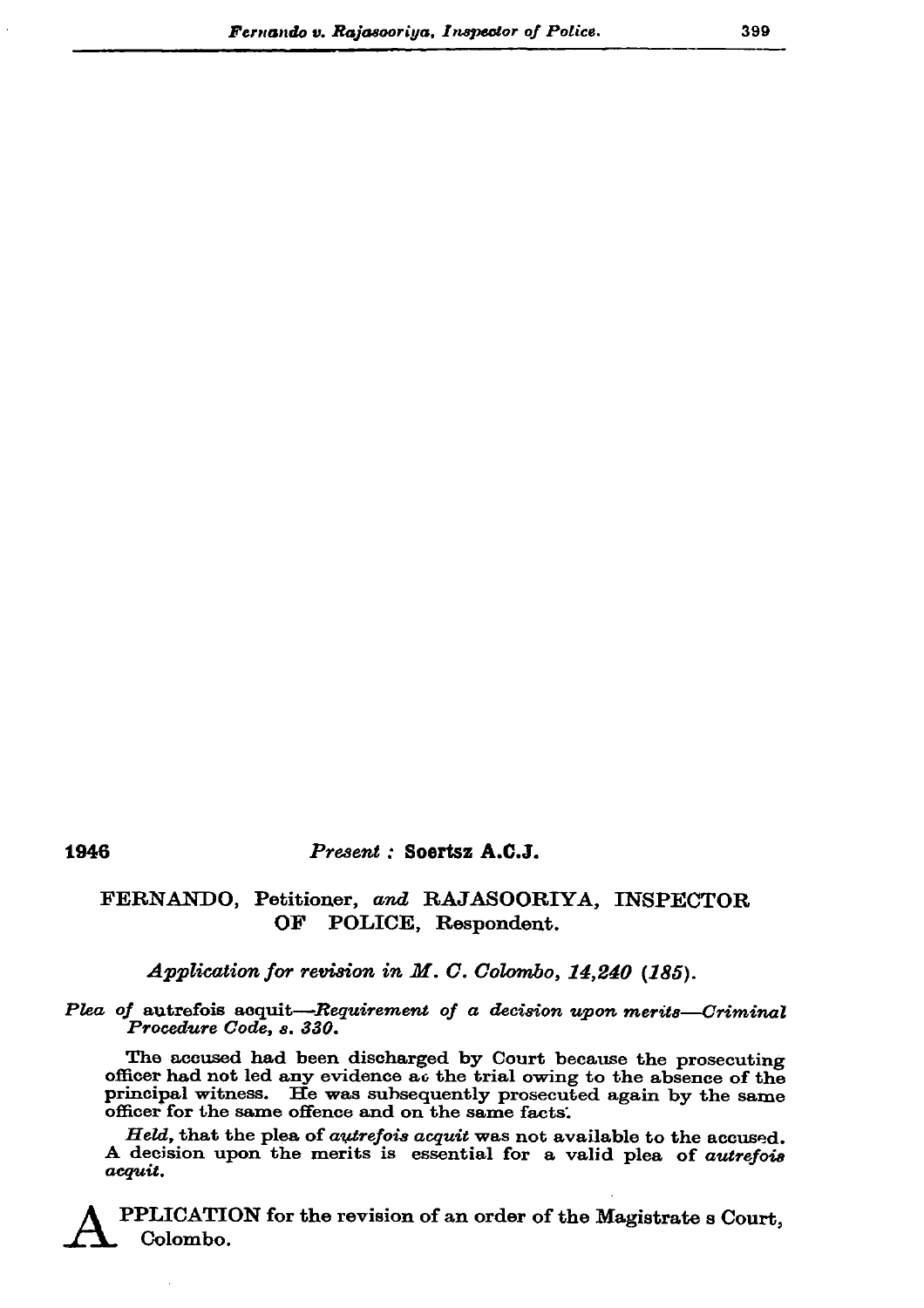1946 *Present :* **Soertsz A.C.J.**

FERNANDO, Petitioner, *and* RAJASOORIYA, INSPECTOR OF POLICE, Respondent.

*Application for revision in M. C. Colombo, 14,240 (185).*

*Plea of* autrefois acquit—*Requirement of a decision upon merits—Criminal Procedure Code, s. 330.*

The accused had been discharged by Court because the prosecuting officer had not led any evidence at the trial owing to the absence of the principal witness. He was subsequently prosecuted again by the same officer for the same offence and on the same facts.

*Held,* that the plea of *autrefois acquit* was not available to the accused. A decision upon the merits is essential for a valid plea of *autrefois acquit.*

APPLICATION for the revision of an order of the Magistrate s Court, Colombo.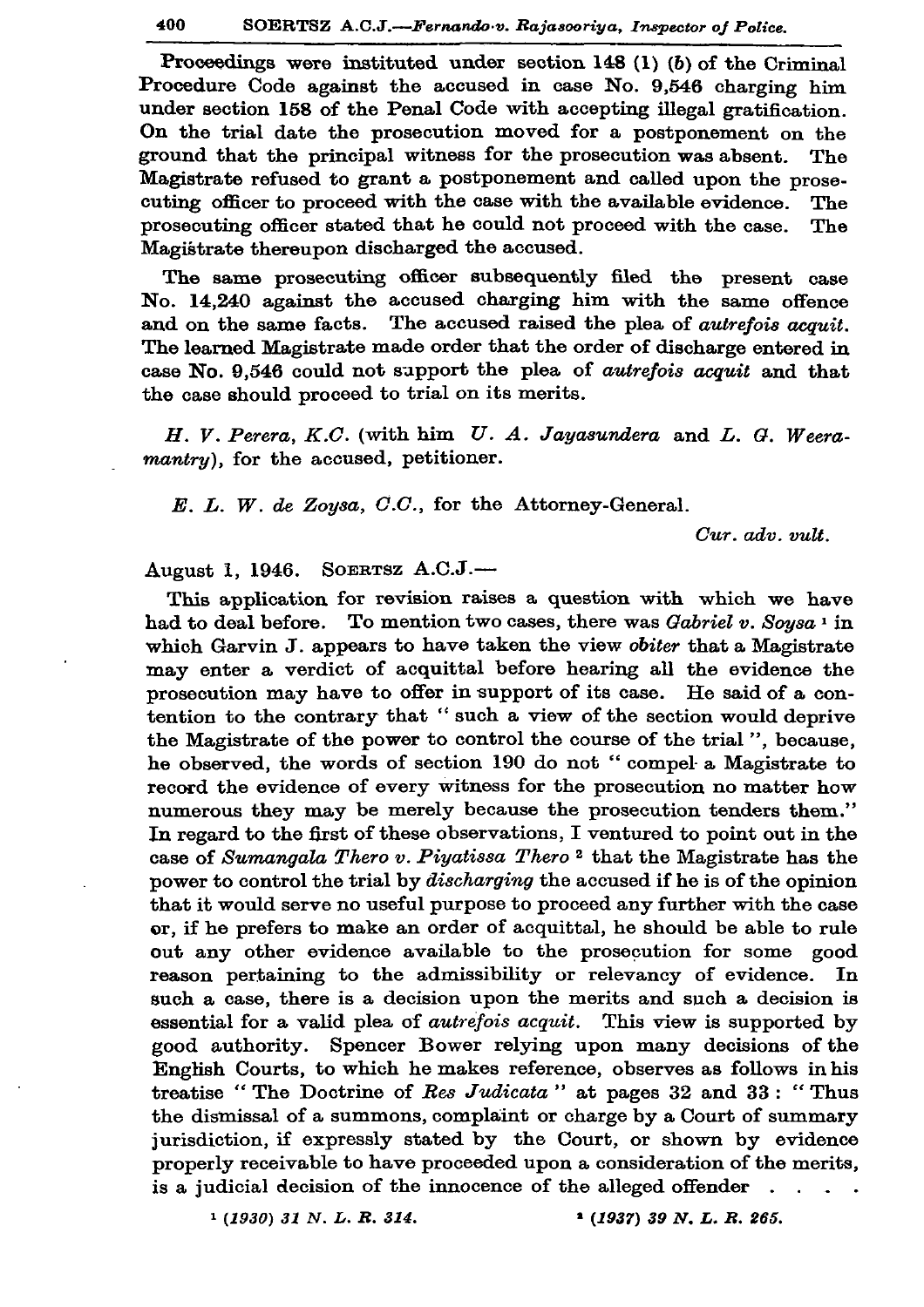Proceedings were instituted under section 148 (1) (*b*) of the Criminal Procedure Code against the accused in case No. 9,546 charging him under section 158 of the Penal Code with accepting illegal gratification. On the trial date the prosecution moved for a postponement on the ground that the principal witness for the prosecution was absent. The Magistrate refused to grant a postponement and called upon the prosecuting officer to proceed with the case with the available evidence. The prosecuting officer stated that he could not proceed with the case. The Magistrate thereupon discharged the accused.

The same prosecuting officer subsequently filed the present case No. 14,240 against the accused charging him with the same offence and on the same facts. The accused raised the plea of *autrefois acquit*. The learned Magistrate made order that the order of discharge entered in case No. 9,546 could not support the plea of *autrefois acquit* and that the case should proceed to trial on its merits.

*H. V. Perera, K.C.* (with him *U. A. Jayasundera* and *L. G. Weeramantry*), for the accused, petitioner.

*E. L. W. de Zoysa, C.C.*, for the Attorney-General.

*Cur. adv. vult.*

August 1, 1946. SOERTSZ A.C.J.—

This application for revision raises a question with which we have had to deal before. To mention two cases, there was *Gabriel v. Soysa* [1] in which Garvin J. appears to have taken the view *obiter* that a Magistrate may enter a verdict of acquittal before hearing all the evidence the prosecution may have to offer in support of its case. He said of a contention to the contrary that " such a view of the section would deprive the Magistrate of the power to control the course of the trial ", because, he observed, the words of section 190 do not " compel a Magistrate to record the evidence of every witness for the prosecution no matter how numerous they may be merely because the prosecution tenders them." In regard to the first of these observations, I ventured to point out in the case of *Sumangala Thero v. Piyatissa Thero* [2] that the Magistrate has the power to control the trial by *discharging* the accused if he is of the opinion that it would serve no useful purpose to proceed any further with the case or, if he prefers to make an order of acquittal, he should be able to rule out any other evidence available to the prosecution for some good reason pertaining to the admissibility or relevancy of evidence. In such a case, there is a decision upon the merits and such a decision is essential for a valid plea of *autrefois acquit*. This view is supported by good authority. Spencer Bower relying upon many decisions of the English Courts, to which he makes reference, observes as follows in his treatise " The Doctrine of *Res Judicata* " at pages 32 and 33 : " Thus the dismissal of a summons, complaint or charge by a Court of summary jurisdiction, if expressly stated by the Court, or shown by evidence properly receivable to have proceeded upon a consideration of the merits, is a judicial decision of the innocence of the alleged offender . . . .

[1] *(1930) 31 N. L. R. 314.*

[2] *(1937) 39 N. L. R. 265.*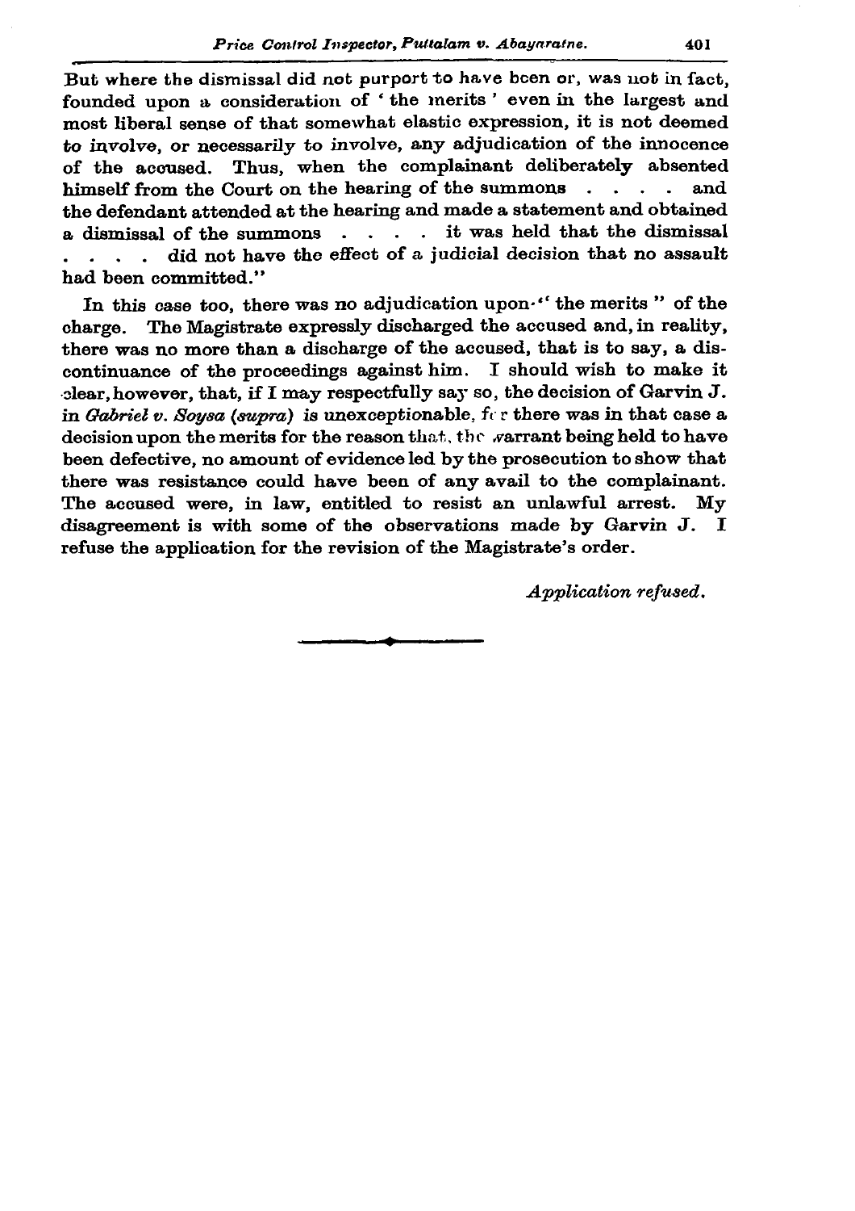But where the dismissal did not purport to have been or, was not in fact, founded upon a consideration of ' the merits ' even in the largest and most liberal sense of that somewhat elastic expression, it is not deemed to involve, or necessarily to involve, any adjudication of the innocence of the accused. Thus, when the complainant deliberately absented himself from the Court on the hearing of the summons . . . . and the defendant attended at the hearing and made a statement and obtained a dismissal of the summons . . . . it was held that the dismissal . . . . did not have the effect of a judicial decision that no assault had been committed."

In this case too, there was no adjudication upon " the merits " of the charge. The Magistrate expressly discharged the accused and, in reality, there was no more than a discharge of the accused, that is to say, a discontinuance of the proceedings against him. I should wish to make it clear, however, that, if I may respectfully say so, the decision of Garvin J. in *Gabriel v. Soysa (supra)* is unexceptionable, for there was in that case a decision upon the merits for the reason that, the warrant being held to have been defective, no amount of evidence led by the prosecution to show that there was resistance could have been of any avail to the complainant. The accused were, in law, entitled to resist an unlawful arrest. My disagreement is with some of the observations made by Garvin J. I refuse the application for the revision of the Magistrate's order.

*Application refused.*